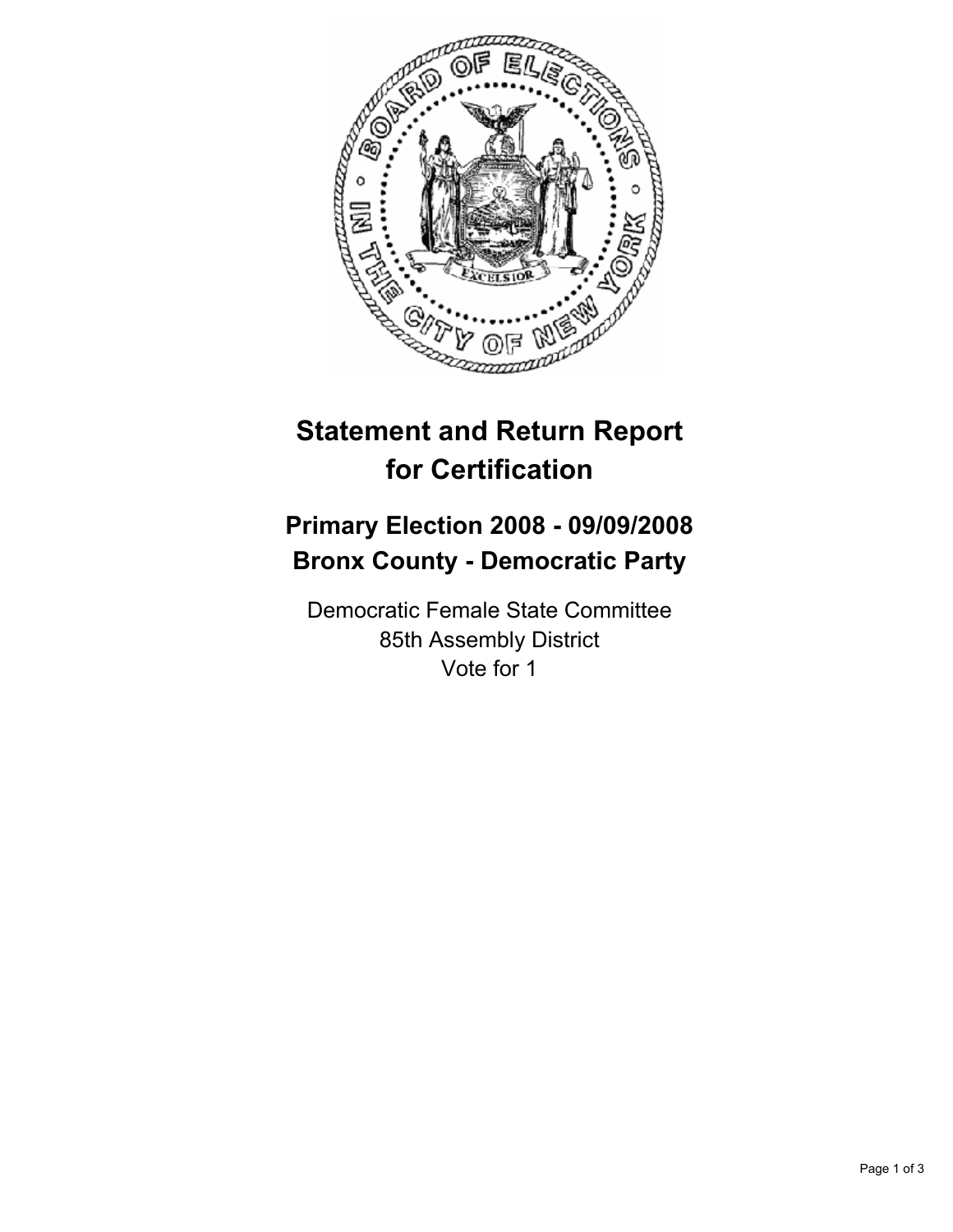# Statement and Return Report for Certification

## Primary Election 2008 - 09/09/2008
## Bronx County - Democratic Party

Democratic Female State Committee
85th Assembly District
Vote for 1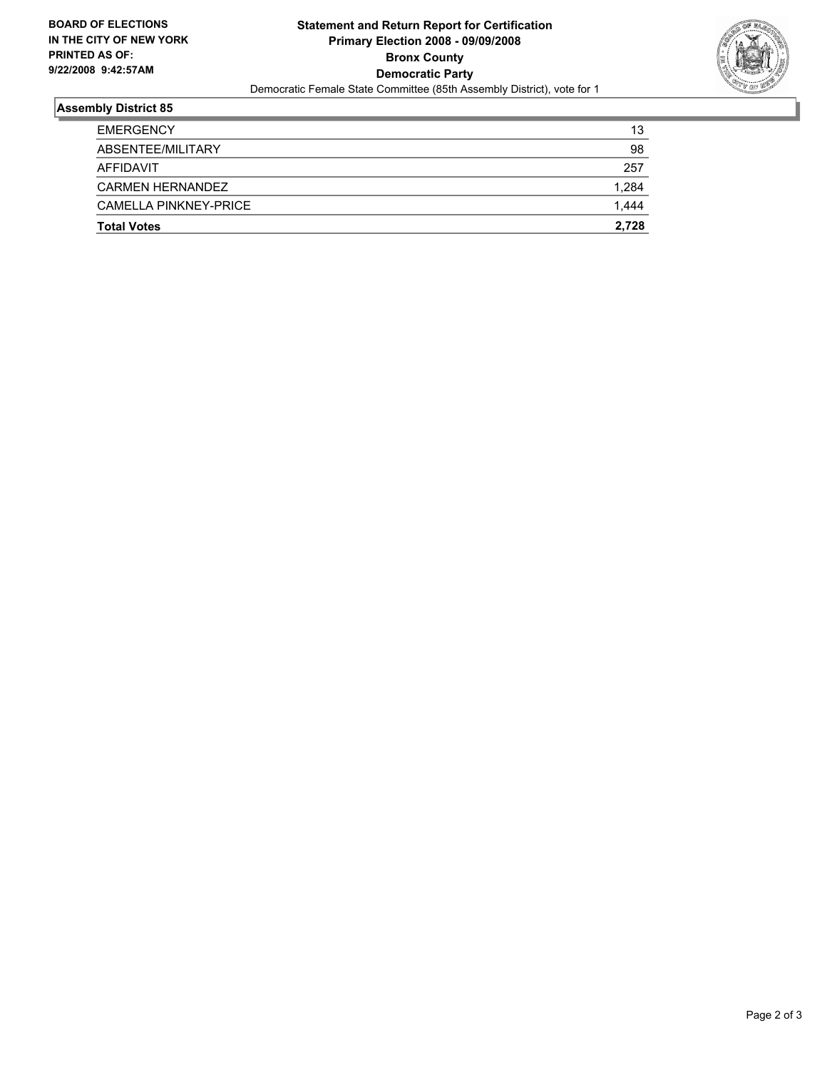**BOARD OF ELECTIONS IN THE CITY OF NEW YORK PRINTED AS OF: 9/22/2008 9:42:57AM**

**Statement and Return Report for Certification**
**Primary Election 2008 - 09/09/2008**
**Bronx County**
**Democratic Party**
Democratic Female State Committee (85th Assembly District), vote for 1

## Assembly District 85

| | |
|---|---|
| EMERGENCY | 13 |
| ABSENTEE/MILITARY | 98 |
| AFFIDAVIT | 257 |
| CARMEN HERNANDEZ | 1,284 |
| CAMELLA PINKNEY-PRICE | 1,444 |
| **Total Votes** | **2,728** |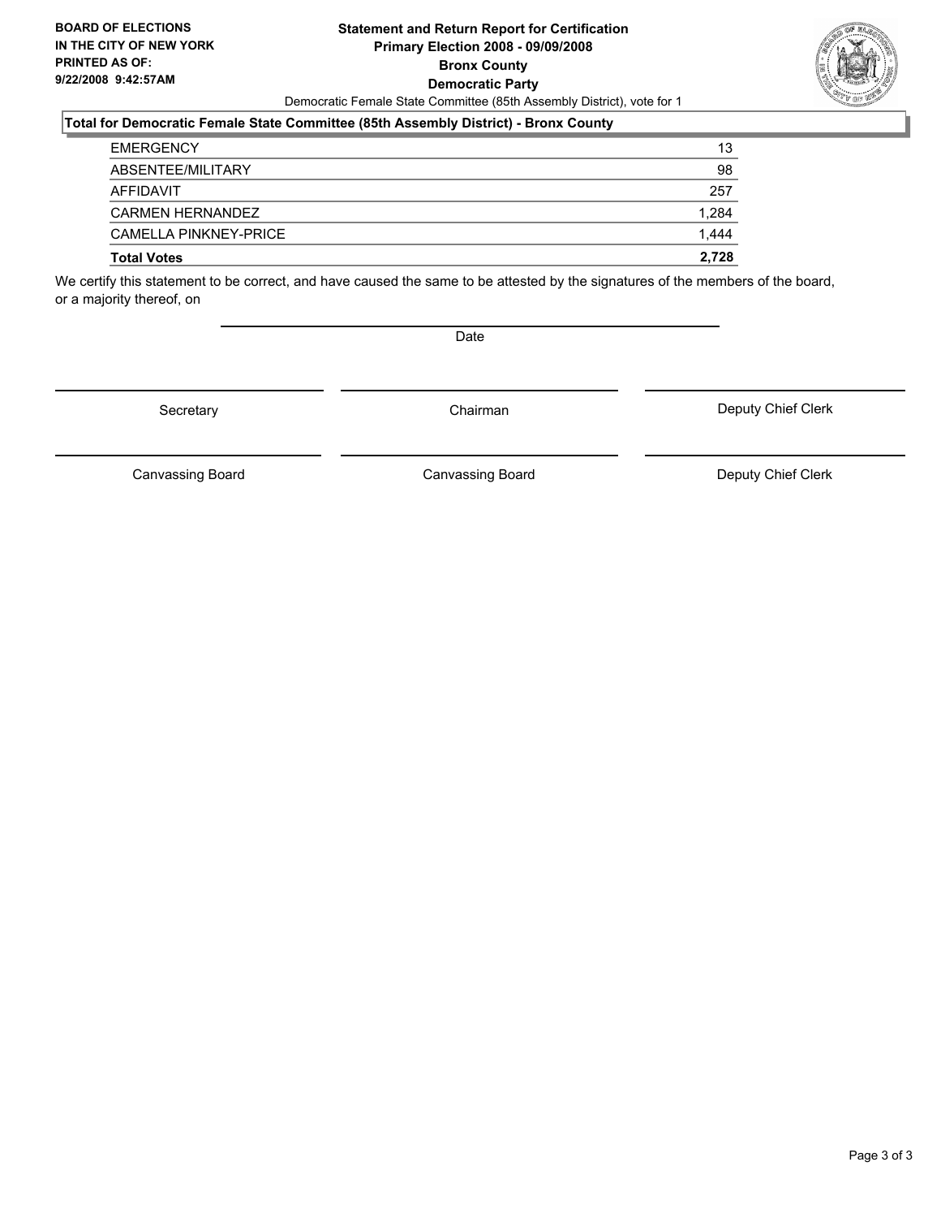**BOARD OF ELECTIONS IN THE CITY OF NEW YORK PRINTED AS OF: 9/22/2008 9:42:57AM**

**Statement and Return Report for Certification**
**Primary Election 2008 - 09/09/2008**
**Bronx County**
**Democratic Party**

Democratic Female State Committee (85th Assembly District), vote for 1

**Total for Democratic Female State Committee (85th Assembly District) - Bronx County**

| | |
|---|---|
| EMERGENCY | 13 |
| ABSENTEE/MILITARY | 98 |
| AFFIDAVIT | 257 |
| CARMEN HERNANDEZ | 1,284 |
| CAMELLA PINKNEY-PRICE | 1,444 |
| **Total Votes** | **2,728** |

We certify this statement to be correct, and have caused the same to be attested by the signatures of the members of the board, or a majority thereof, on

Date

Secretary | Chairman | Deputy Chief Clerk

Canvassing Board | Canvassing Board | Deputy Chief Clerk